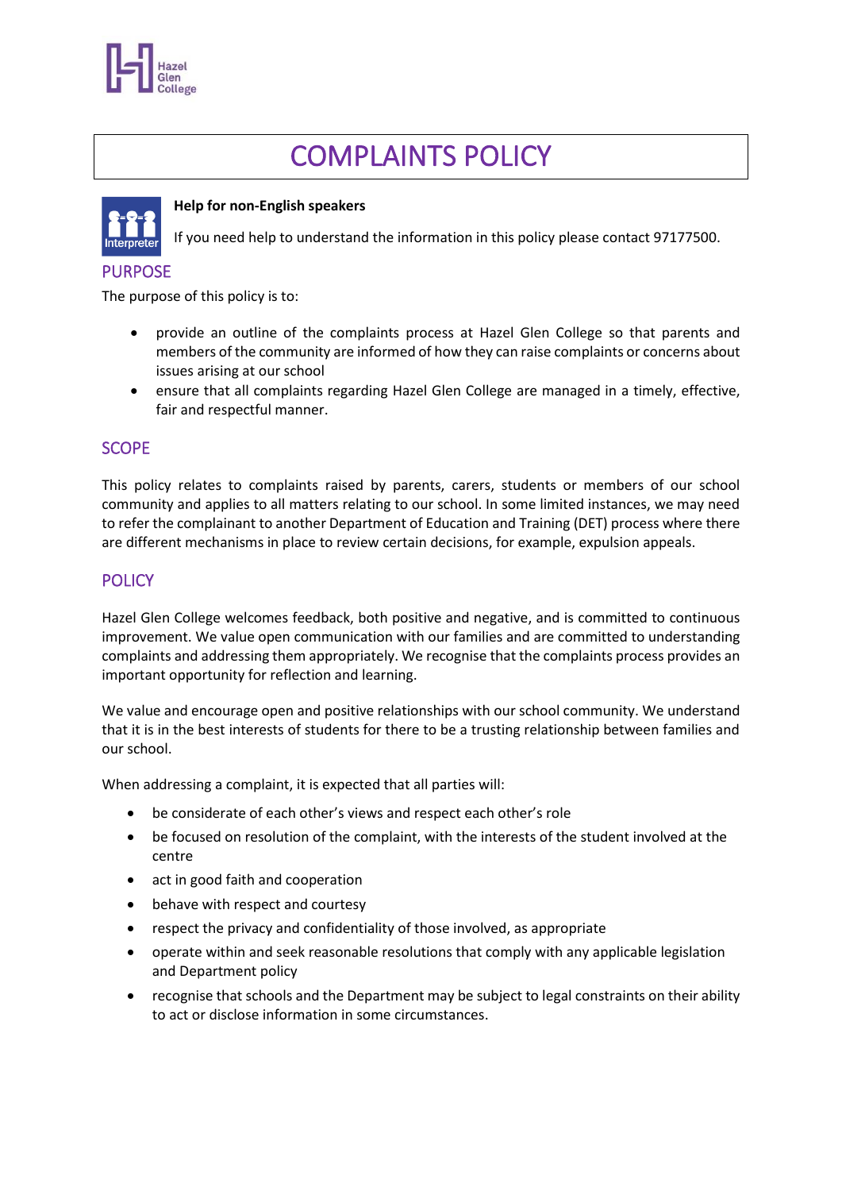# COMPLAINTS POLICY

**Help for non-English speakers**

If you need help to understand the information in this policy please contact 97177500.

## PURPOSE

The purpose of this policy is to:

- provide an outline of the complaints process at Hazel Glen College so that parents and members of the community are informed of how they can raise complaints or concerns about issues arising at our school
- ensure that all complaints regarding Hazel Glen College are managed in a timely, effective, fair and respectful manner.

## SCOPE

This policy relates to complaints raised by parents, carers, students or members of our school community and applies to all matters relating to our school. In some limited instances, we may need to refer the complainant to another Department of Education and Training (DET) process where there are different mechanisms in place to review certain decisions, for example, expulsion appeals.

## POLICY

Hazel Glen College welcomes feedback, both positive and negative, and is committed to continuous improvement. We value open communication with our families and are committed to understanding complaints and addressing them appropriately. We recognise that the complaints process provides an important opportunity for reflection and learning.

We value and encourage open and positive relationships with our school community. We understand that it is in the best interests of students for there to be a trusting relationship between families and our school.

When addressing a complaint, it is expected that all parties will:

- be considerate of each other's views and respect each other's role
- be focused on resolution of the complaint, with the interests of the student involved at the centre
- act in good faith and cooperation
- behave with respect and courtesy
- respect the privacy and confidentiality of those involved, as appropriate
- operate within and seek reasonable resolutions that comply with any applicable legislation and Department policy
- recognise that schools and the Department may be subject to legal constraints on their ability to act or disclose information in some circumstances.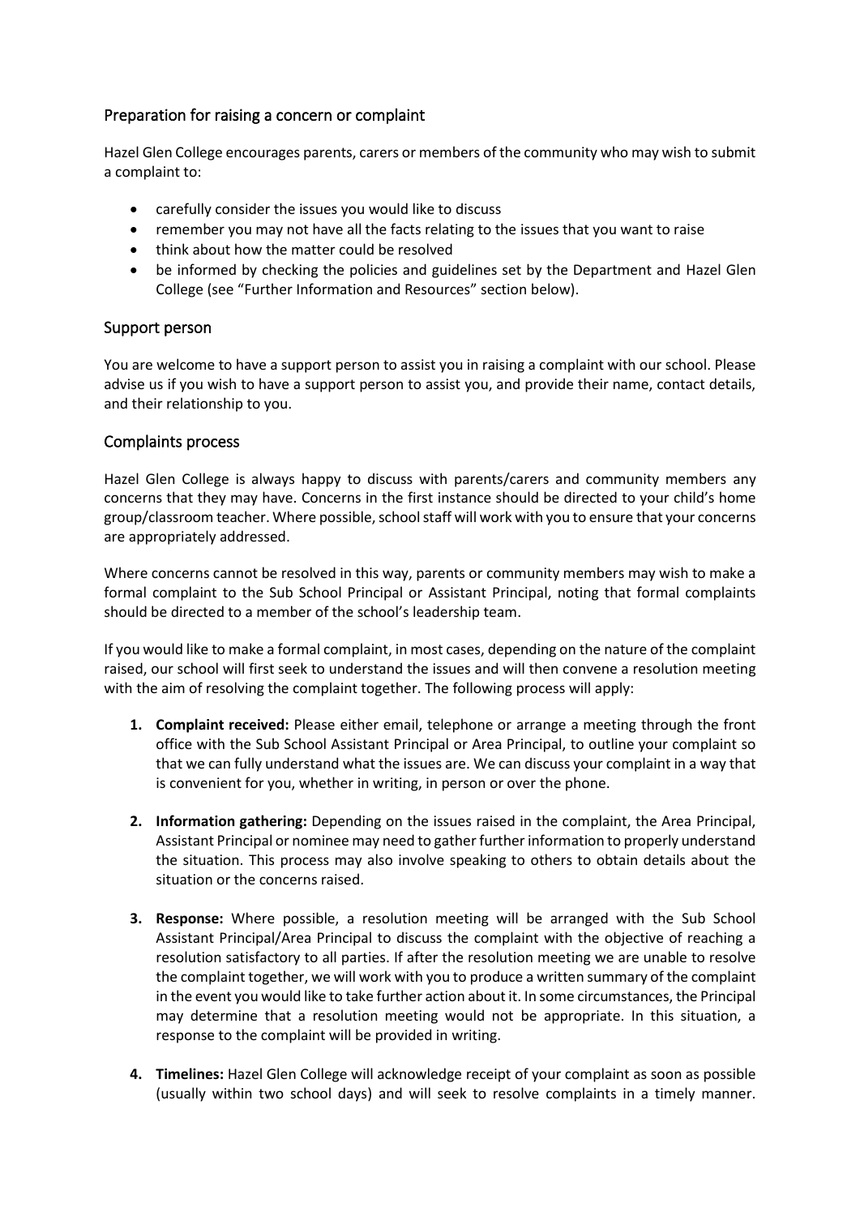## Preparation for raising a concern or complaint

Hazel Glen College encourages parents, carers or members of the community who may wish to submit a complaint to:

- carefully consider the issues you would like to discuss
- remember you may not have all the facts relating to the issues that you want to raise
- think about how the matter could be resolved
- be informed by checking the policies and guidelines set by the Department and Hazel Glen College (see "Further Information and Resources" section below).

## Support person

You are welcome to have a support person to assist you in raising a complaint with our school. Please advise us if you wish to have a support person to assist you, and provide their name, contact details, and their relationship to you.

## Complaints process

Hazel Glen College is always happy to discuss with parents/carers and community members any concerns that they may have. Concerns in the first instance should be directed to your child's home group/classroom teacher. Where possible, school staff will work with you to ensure that your concerns are appropriately addressed.

Where concerns cannot be resolved in this way, parents or community members may wish to make a formal complaint to the Sub School Principal or Assistant Principal, noting that formal complaints should be directed to a member of the school's leadership team.

If you would like to make a formal complaint, in most cases, depending on the nature of the complaint raised, our school will first seek to understand the issues and will then convene a resolution meeting with the aim of resolving the complaint together. The following process will apply:

1. **Complaint received:** Please either email, telephone or arrange a meeting through the front office with the Sub School Assistant Principal or Area Principal, to outline your complaint so that we can fully understand what the issues are. We can discuss your complaint in a way that is convenient for you, whether in writing, in person or over the phone.

2. **Information gathering:** Depending on the issues raised in the complaint, the Area Principal, Assistant Principal or nominee may need to gather further information to properly understand the situation. This process may also involve speaking to others to obtain details about the situation or the concerns raised.

3. **Response:** Where possible, a resolution meeting will be arranged with the Sub School Assistant Principal/Area Principal to discuss the complaint with the objective of reaching a resolution satisfactory to all parties. If after the resolution meeting we are unable to resolve the complaint together, we will work with you to produce a written summary of the complaint in the event you would like to take further action about it. In some circumstances, the Principal may determine that a resolution meeting would not be appropriate. In this situation, a response to the complaint will be provided in writing.

4. **Timelines:** Hazel Glen College will acknowledge receipt of your complaint as soon as possible (usually within two school days) and will seek to resolve complaints in a timely manner.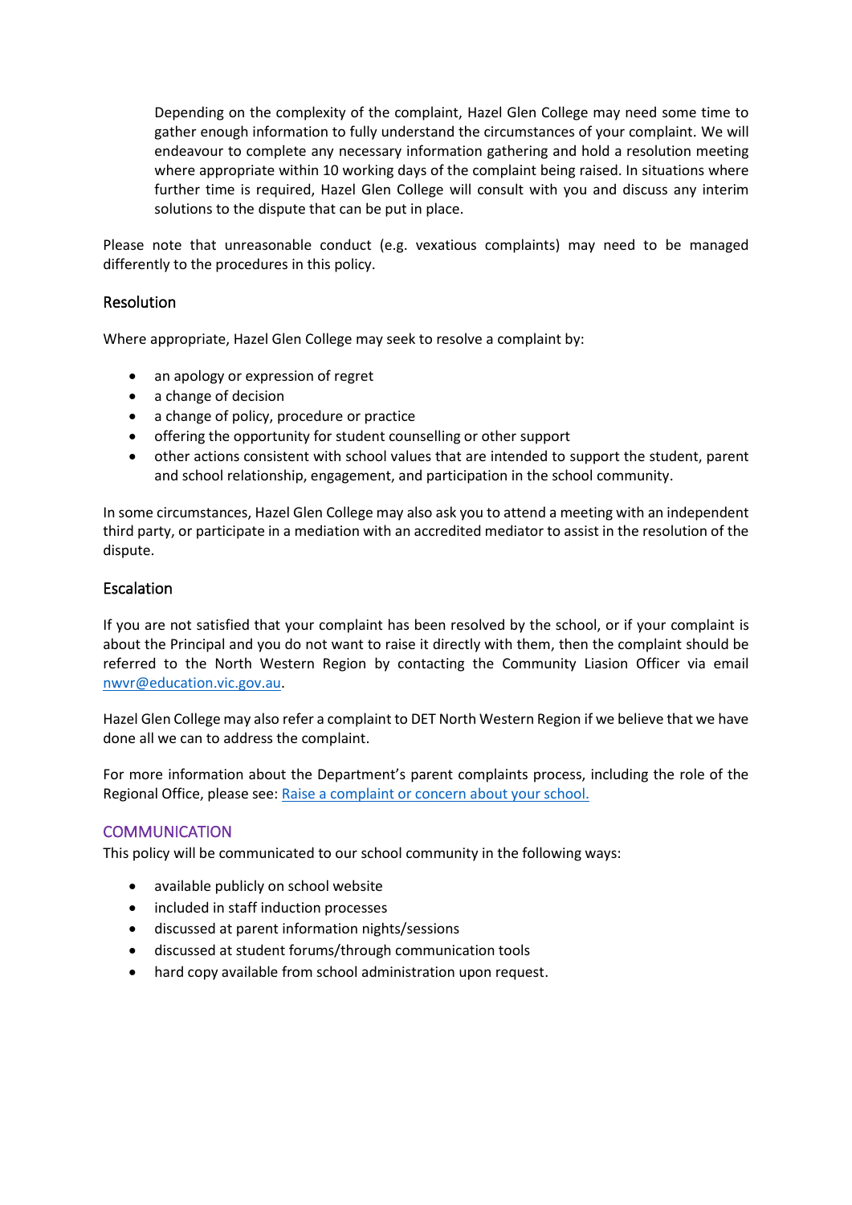Depending on the complexity of the complaint, Hazel Glen College may need some time to gather enough information to fully understand the circumstances of your complaint. We will endeavour to complete any necessary information gathering and hold a resolution meeting where appropriate within 10 working days of the complaint being raised. In situations where further time is required, Hazel Glen College will consult with you and discuss any interim solutions to the dispute that can be put in place.

Please note that unreasonable conduct (e.g. vexatious complaints) may need to be managed differently to the procedures in this policy.

### Resolution

Where appropriate, Hazel Glen College may seek to resolve a complaint by:

- an apology or expression of regret
- a change of decision
- a change of policy, procedure or practice
- offering the opportunity for student counselling or other support
- other actions consistent with school values that are intended to support the student, parent and school relationship, engagement, and participation in the school community.

In some circumstances, Hazel Glen College may also ask you to attend a meeting with an independent third party, or participate in a mediation with an accredited mediator to assist in the resolution of the dispute.

### Escalation

If you are not satisfied that your complaint has been resolved by the school, or if your complaint is about the Principal and you do not want to raise it directly with them, then the complaint should be referred to the North Western Region by contacting the Community Liasion Officer via email nwvr@education.vic.gov.au.

Hazel Glen College may also refer a complaint to DET North Western Region if we believe that we have done all we can to address the complaint.

For more information about the Department's parent complaints process, including the role of the Regional Office, please see: Raise a complaint or concern about your school.

## COMMUNICATION

This policy will be communicated to our school community in the following ways:

- available publicly on school website
- included in staff induction processes
- discussed at parent information nights/sessions
- discussed at student forums/through communication tools
- hard copy available from school administration upon request.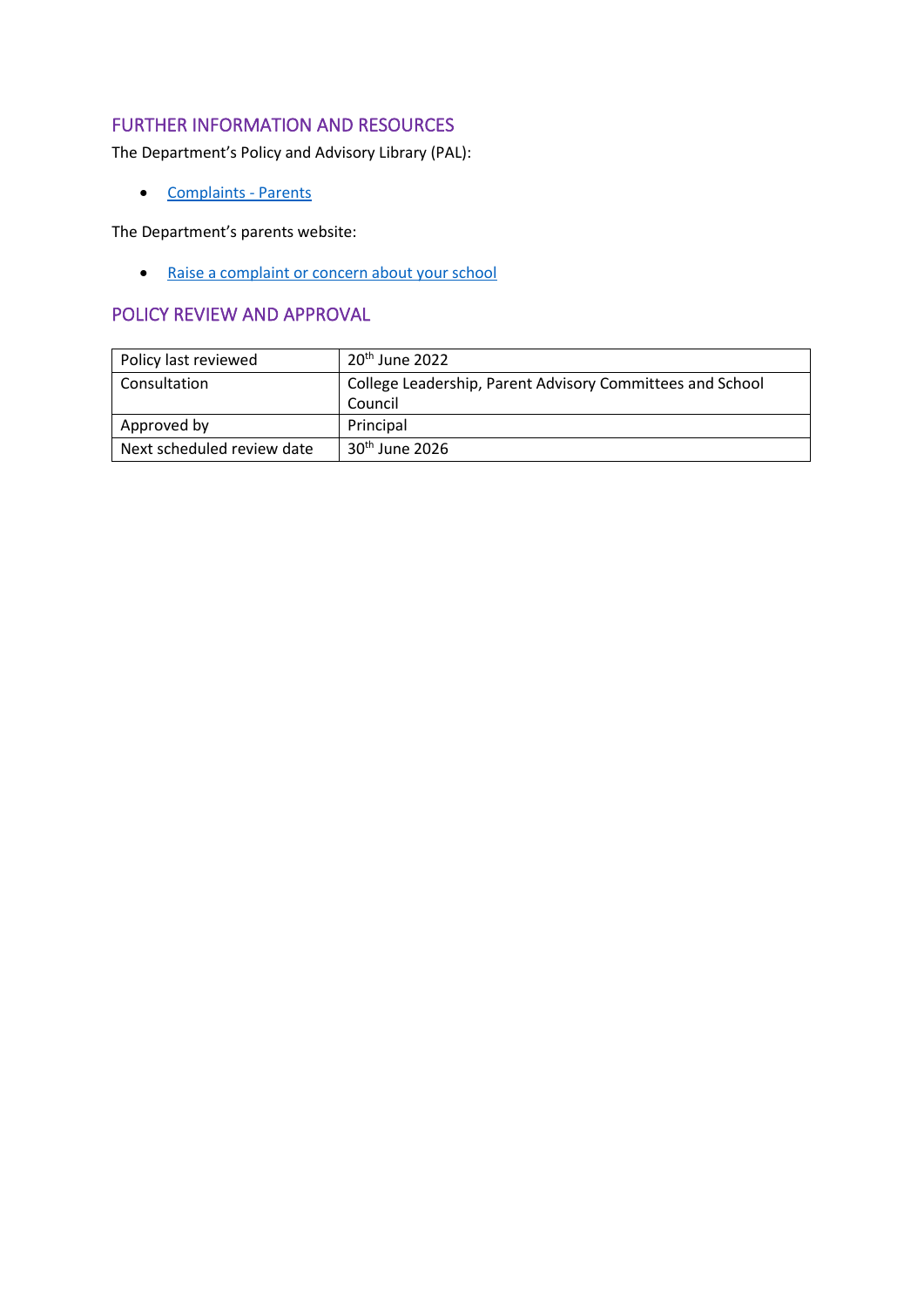## FURTHER INFORMATION AND RESOURCES

The Department's Policy and Advisory Library (PAL):

- Complaints - Parents

The Department's parents website:

- Raise a complaint or concern about your school

## POLICY REVIEW AND APPROVAL

| | |
|---|---|
| Policy last reviewed | 20th June 2022 |
| Consultation | College Leadership, Parent Advisory Committees and School Council |
| Approved by | Principal |
| Next scheduled review date | 30th June 2026 |